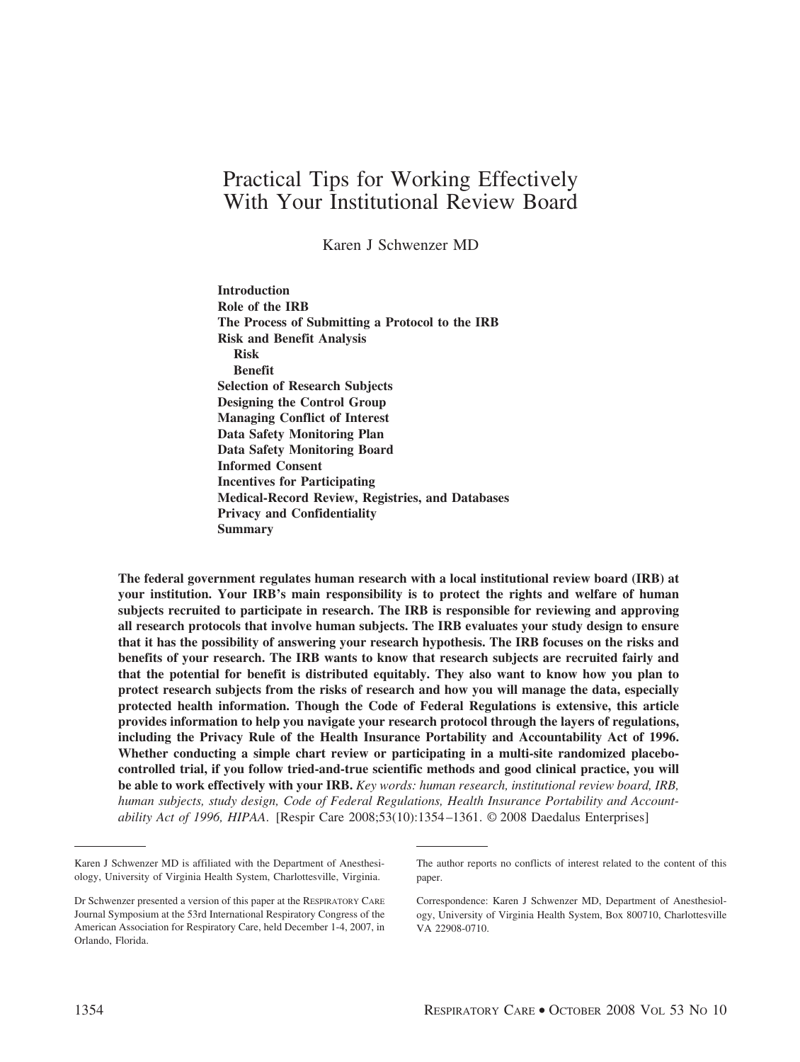# Practical Tips for Working Effectively With Your Institutional Review Board

Karen J Schwenzer MD

**Introduction**
**Role of the IRB**
**The Process of Submitting a Protocol to the IRB**
**Risk and Benefit Analysis**
**Risk**
**Benefit**
**Selection of Research Subjects**
**Designing the Control Group**
**Managing Conflict of Interest**
**Data Safety Monitoring Plan**
**Data Safety Monitoring Board**
**Informed Consent**
**Incentives for Participating**
**Medical-Record Review, Registries, and Databases**
**Privacy and Confidentiality**
**Summary**

**The federal government regulates human research with a local institutional review board (IRB) at your institution. Your IRB's main responsibility is to protect the rights and welfare of human subjects recruited to participate in research. The IRB is responsible for reviewing and approving all research protocols that involve human subjects. The IRB evaluates your study design to ensure that it has the possibility of answering your research hypothesis. The IRB focuses on the risks and benefits of your research. The IRB wants to know that research subjects are recruited fairly and that the potential for benefit is distributed equitably. They also want to know how you plan to protect research subjects from the risks of research and how you will manage the data, especially protected health information. Though the Code of Federal Regulations is extensive, this article provides information to help you navigate your research protocol through the layers of regulations, including the Privacy Rule of the Health Insurance Portability and Accountability Act of 1996. Whether conducting a simple chart review or participating in a multi-site randomized placebo-controlled trial, if you follow tried-and-true scientific methods and good clinical practice, you will be able to work effectively with your IRB.** *Key words: human research, institutional review board, IRB, human subjects, study design, Code of Federal Regulations, Health Insurance Portability and Accountability Act of 1996, HIPAA*. [Respir Care 2008;53(10):1354–1361. © 2008 Daedalus Enterprises]

---

Karen J Schwenzer MD is affiliated with the Department of Anesthesiology, University of Virginia Health System, Charlottesville, Virginia.

Dr Schwenzer presented a version of this paper at the RESPIRATORY CARE Journal Symposium at the 53rd International Respiratory Congress of the American Association for Respiratory Care, held December 1-4, 2007, in Orlando, Florida.

The author reports no conflicts of interest related to the content of this paper.

Correspondence: Karen J Schwenzer MD, Department of Anesthesiology, University of Virginia Health System, Box 800710, Charlottesville VA 22908-0710.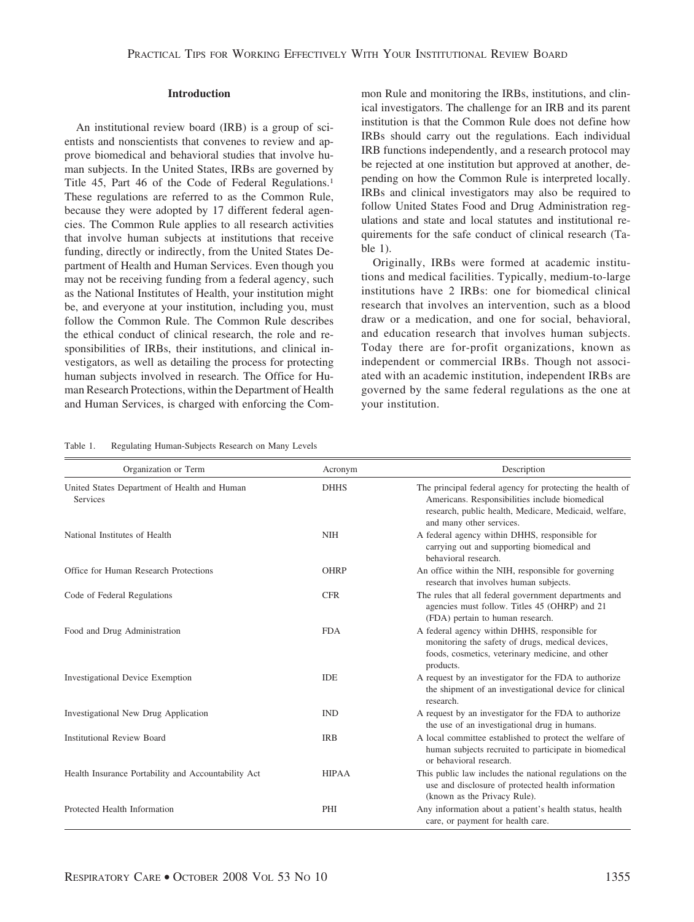## Introduction

An institutional review board (IRB) is a group of scientists and nonscientists that convenes to review and approve biomedical and behavioral studies that involve human subjects. In the United States, IRBs are governed by Title 45, Part 46 of the Code of Federal Regulations.[1] These regulations are referred to as the Common Rule, because they were adopted by 17 different federal agencies. The Common Rule applies to all research activities that involve human subjects at institutions that receive funding, directly or indirectly, from the United States Department of Health and Human Services. Even though you may not be receiving funding from a federal agency, such as the National Institutes of Health, your institution might be, and everyone at your institution, including you, must follow the Common Rule. The Common Rule describes the ethical conduct of clinical research, the role and responsibilities of IRBs, their institutions, and clinical investigators, as well as detailing the process for protecting human subjects involved in research. The Office for Human Research Protections, within the Department of Health and Human Services, is charged with enforcing the Common Rule and monitoring the IRBs, institutions, and clinical investigators. The challenge for an IRB and its parent institution is that the Common Rule does not define how IRBs should carry out the regulations. Each individual IRB functions independently, and a research protocol may be rejected at one institution but approved at another, depending on how the Common Rule is interpreted locally. IRBs and clinical investigators may also be required to follow United States Food and Drug Administration regulations and state and local statutes and institutional requirements for the safe conduct of clinical research (Table 1).

Originally, IRBs were formed at academic institutions and medical facilities. Typically, medium-to-large institutions have 2 IRBs: one for biomedical clinical research that involves an intervention, such as a blood draw or a medication, and one for social, behavioral, and education research that involves human subjects. Today there are for-profit organizations, known as independent or commercial IRBs. Though not associated with an academic institution, independent IRBs are governed by the same federal regulations as the one at your institution.

Table 1. Regulating Human-Subjects Research on Many Levels

| Organization or Term | Acronym | Description |
|---|---|---|
| United States Department of Health and Human Services | DHHS | The principal federal agency for protecting the health of Americans. Responsibilities include biomedical research, public health, Medicare, Medicaid, welfare, and many other services. |
| National Institutes of Health | NIH | A federal agency within DHHS, responsible for carrying out and supporting biomedical and behavioral research. |
| Office for Human Research Protections | OHRP | An office within the NIH, responsible for governing research that involves human subjects. |
| Code of Federal Regulations | CFR | The rules that all federal government departments and agencies must follow. Titles 45 (OHRP) and 21 (FDA) pertain to human research. |
| Food and Drug Administration | FDA | A federal agency within DHHS, responsible for monitoring the safety of drugs, medical devices, foods, cosmetics, veterinary medicine, and other products. |
| Investigational Device Exemption | IDE | A request by an investigator for the FDA to authorize the shipment of an investigational device for clinical research. |
| Investigational New Drug Application | IND | A request by an investigator for the FDA to authorize the use of an investigational drug in humans. |
| Institutional Review Board | IRB | A local committee established to protect the welfare of human subjects recruited to participate in biomedical or behavioral research. |
| Health Insurance Portability and Accountability Act | HIPAA | This public law includes the national regulations on the use and disclosure of protected health information (known as the Privacy Rule). |
| Protected Health Information | PHI | Any information about a patient's health status, health care, or payment for health care. |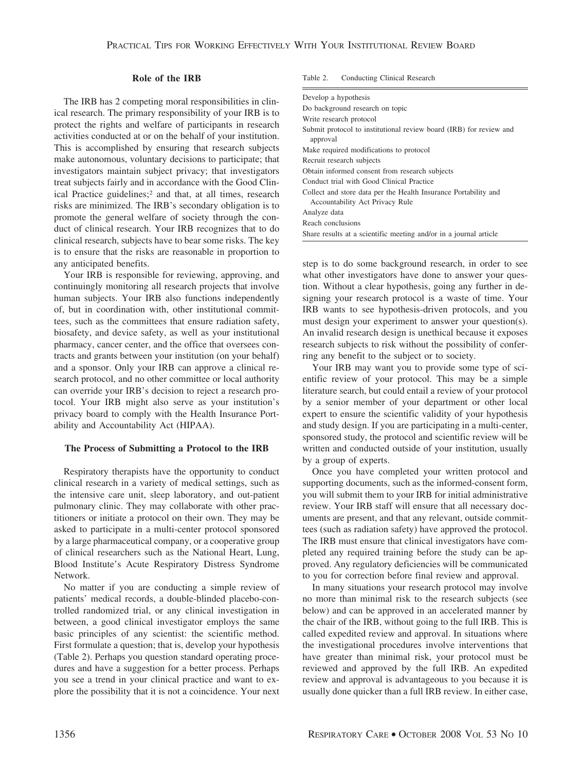## Role of the IRB

The IRB has 2 competing moral responsibilities in clinical research. The primary responsibility of your IRB is to protect the rights and welfare of participants in research activities conducted at or on the behalf of your institution. This is accomplished by ensuring that research subjects make autonomous, voluntary decisions to participate; that investigators maintain subject privacy; that investigators treat subjects fairly and in accordance with the Good Clinical Practice guidelines;[2] and that, at all times, research risks are minimized. The IRB's secondary obligation is to promote the general welfare of society through the conduct of clinical research. Your IRB recognizes that to do clinical research, subjects have to bear some risks. The key is to ensure that the risks are reasonable in proportion to any anticipated benefits.

Your IRB is responsible for reviewing, approving, and continuingly monitoring all research projects that involve human subjects. Your IRB also functions independently of, but in coordination with, other institutional committees, such as the committees that ensure radiation safety, biosafety, and device safety, as well as your institutional pharmacy, cancer center, and the office that oversees contracts and grants between your institution (on your behalf) and a sponsor. Only your IRB can approve a clinical research protocol, and no other committee or local authority can override your IRB's decision to reject a research protocol. Your IRB might also serve as your institution's privacy board to comply with the Health Insurance Portability and Accountability Act (HIPAA).

## The Process of Submitting a Protocol to the IRB

Respiratory therapists have the opportunity to conduct clinical research in a variety of medical settings, such as the intensive care unit, sleep laboratory, and out-patient pulmonary clinic. They may collaborate with other practitioners or initiate a protocol on their own. They may be asked to participate in a multi-center protocol sponsored by a large pharmaceutical company, or a cooperative group of clinical researchers such as the National Heart, Lung, Blood Institute's Acute Respiratory Distress Syndrome Network.

No matter if you are conducting a simple review of patients' medical records, a double-blinded placebo-controlled randomized trial, or any clinical investigation in between, a good clinical investigator employs the same basic principles of any scientist: the scientific method. First formulate a question; that is, develop your hypothesis (Table 2). Perhaps you question standard operating procedures and have a suggestion for a better process. Perhaps you see a trend in your clinical practice and want to explore the possibility that it is not a coincidence. Your next step is to do some background research, in order to see what other investigators have done to answer your question. Without a clear hypothesis, going any further in designing your research protocol is a waste of time. Your IRB wants to see hypothesis-driven protocols, and you must design your experiment to answer your question(s). An invalid research design is unethical because it exposes research subjects to risk without the possibility of conferring any benefit to the subject or to society.

Table 2. Conducting Clinical Research

| Conducting Clinical Research |
|---|
| Develop a hypothesis |
| Do background research on topic |
| Write research protocol |
| Submit protocol to institutional review board (IRB) for review and approval |
| Make required modifications to protocol |
| Recruit research subjects |
| Obtain informed consent from research subjects |
| Conduct trial with Good Clinical Practice |
| Collect and store data per the Health Insurance Portability and Accountability Act Privacy Rule |
| Analyze data |
| Reach conclusions |
| Share results at a scientific meeting and/or in a journal article |

Your IRB may want you to provide some type of scientific review of your protocol. This may be a simple literature search, but could entail a review of your protocol by a senior member of your department or other local expert to ensure the scientific validity of your hypothesis and study design. If you are participating in a multi-center, sponsored study, the protocol and scientific review will be written and conducted outside of your institution, usually by a group of experts.

Once you have completed your written protocol and supporting documents, such as the informed-consent form, you will submit them to your IRB for initial administrative review. Your IRB staff will ensure that all necessary documents are present, and that any relevant, outside committees (such as radiation safety) have approved the protocol. The IRB must ensure that clinical investigators have completed any required training before the study can be approved. Any regulatory deficiencies will be communicated to you for correction before final review and approval.

In many situations your research protocol may involve no more than minimal risk to the research subjects (see below) and can be approved in an accelerated manner by the chair of the IRB, without going to the full IRB. This is called expedited review and approval. In situations where the investigational procedures involve interventions that have greater than minimal risk, your protocol must be reviewed and approved by the full IRB. An expedited review and approval is advantageous to you because it is usually done quicker than a full IRB review. In either case,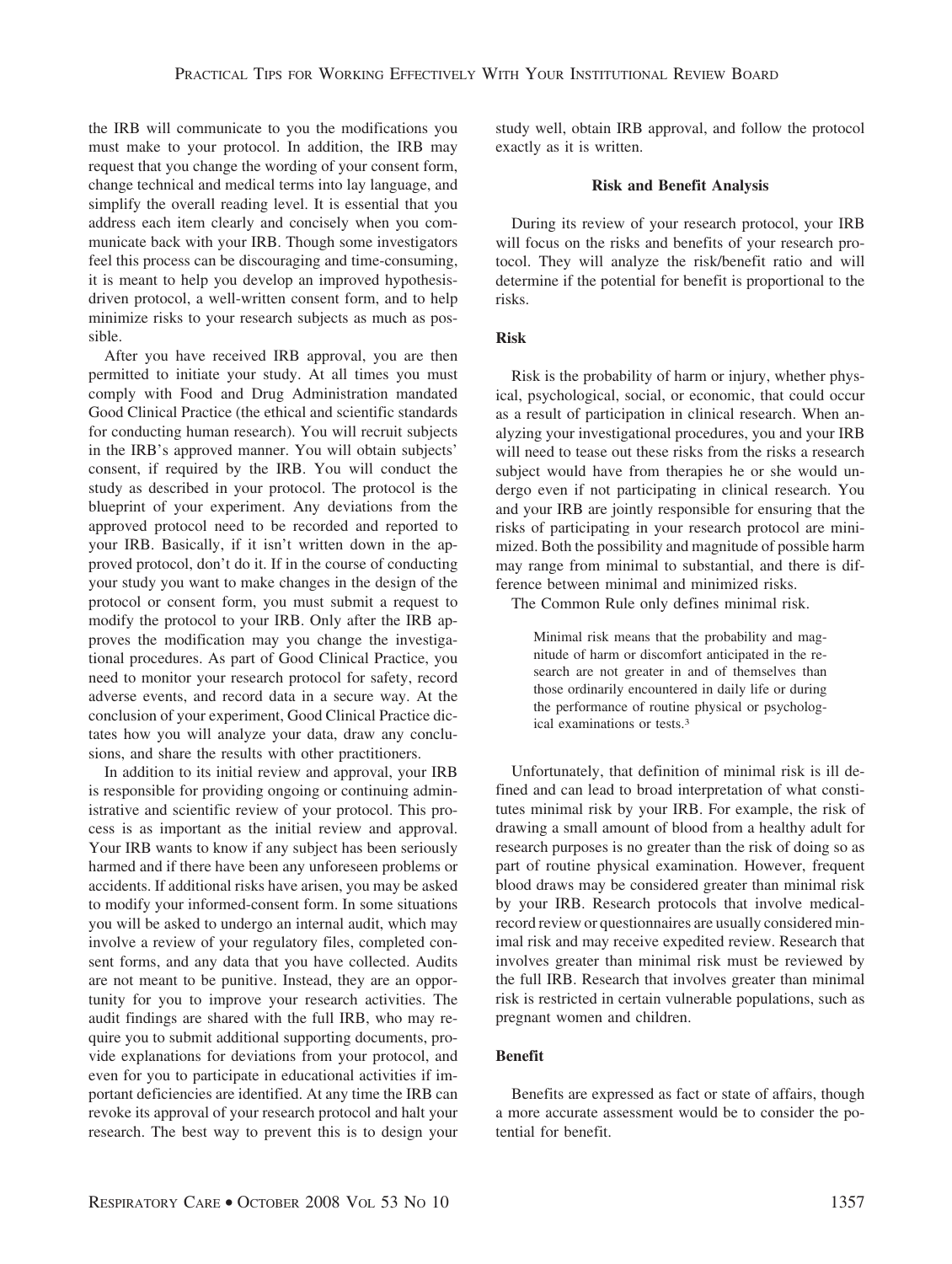the IRB will communicate to you the modifications you must make to your protocol. In addition, the IRB may request that you change the wording of your consent form, change technical and medical terms into lay language, and simplify the overall reading level. It is essential that you address each item clearly and concisely when you communicate back with your IRB. Though some investigators feel this process can be discouraging and time-consuming, it is meant to help you develop an improved hypothesis-driven protocol, a well-written consent form, and to help minimize risks to your research subjects as much as possible.

After you have received IRB approval, you are then permitted to initiate your study. At all times you must comply with Food and Drug Administration mandated Good Clinical Practice (the ethical and scientific standards for conducting human research). You will recruit subjects in the IRB's approved manner. You will obtain subjects' consent, if required by the IRB. You will conduct the study as described in your protocol. The protocol is the blueprint of your experiment. Any deviations from the approved protocol need to be recorded and reported to your IRB. Basically, if it isn't written down in the approved protocol, don't do it. If in the course of conducting your study you want to make changes in the design of the protocol or consent form, you must submit a request to modify the protocol to your IRB. Only after the IRB approves the modification may you change the investigational procedures. As part of Good Clinical Practice, you need to monitor your research protocol for safety, record adverse events, and record data in a secure way. At the conclusion of your experiment, Good Clinical Practice dictates how you will analyze your data, draw any conclusions, and share the results with other practitioners.

In addition to its initial review and approval, your IRB is responsible for providing ongoing or continuing administrative and scientific review of your protocol. This process is as important as the initial review and approval. Your IRB wants to know if any subject has been seriously harmed and if there have been any unforeseen problems or accidents. If additional risks have arisen, you may be asked to modify your informed-consent form. In some situations you will be asked to undergo an internal audit, which may involve a review of your regulatory files, completed consent forms, and any data that you have collected. Audits are not meant to be punitive. Instead, they are an opportunity for you to improve your research activities. The audit findings are shared with the full IRB, who may require you to submit additional supporting documents, provide explanations for deviations from your protocol, and even for you to participate in educational activities if important deficiencies are identified. At any time the IRB can revoke its approval of your research protocol and halt your research. The best way to prevent this is to design your study well, obtain IRB approval, and follow the protocol exactly as it is written.

## Risk and Benefit Analysis

During its review of your research protocol, your IRB will focus on the risks and benefits of your research protocol. They will analyze the risk/benefit ratio and will determine if the potential for benefit is proportional to the risks.

### Risk

Risk is the probability of harm or injury, whether physical, psychological, social, or economic, that could occur as a result of participation in clinical research. When analyzing your investigational procedures, you and your IRB will need to tease out these risks from the risks a research subject would have from therapies he or she would undergo even if not participating in clinical research. You and your IRB are jointly responsible for ensuring that the risks of participating in your research protocol are minimized. Both the possibility and magnitude of possible harm may range from minimal to substantial, and there is difference between minimal and minimized risks.

The Common Rule only defines minimal risk.

> Minimal risk means that the probability and magnitude of harm or discomfort anticipated in the research are not greater in and of themselves than those ordinarily encountered in daily life or during the performance of routine physical or psychological examinations or tests.[3]

Unfortunately, that definition of minimal risk is ill defined and can lead to broad interpretation of what constitutes minimal risk by your IRB. For example, the risk of drawing a small amount of blood from a healthy adult for research purposes is no greater than the risk of doing so as part of routine physical examination. However, frequent blood draws may be considered greater than minimal risk by your IRB. Research protocols that involve medical-record review or questionnaires are usually considered minimal risk and may receive expedited review. Research that involves greater than minimal risk must be reviewed by the full IRB. Research that involves greater than minimal risk is restricted in certain vulnerable populations, such as pregnant women and children.

### Benefit

Benefits are expressed as fact or state of affairs, though a more accurate assessment would be to consider the potential for benefit.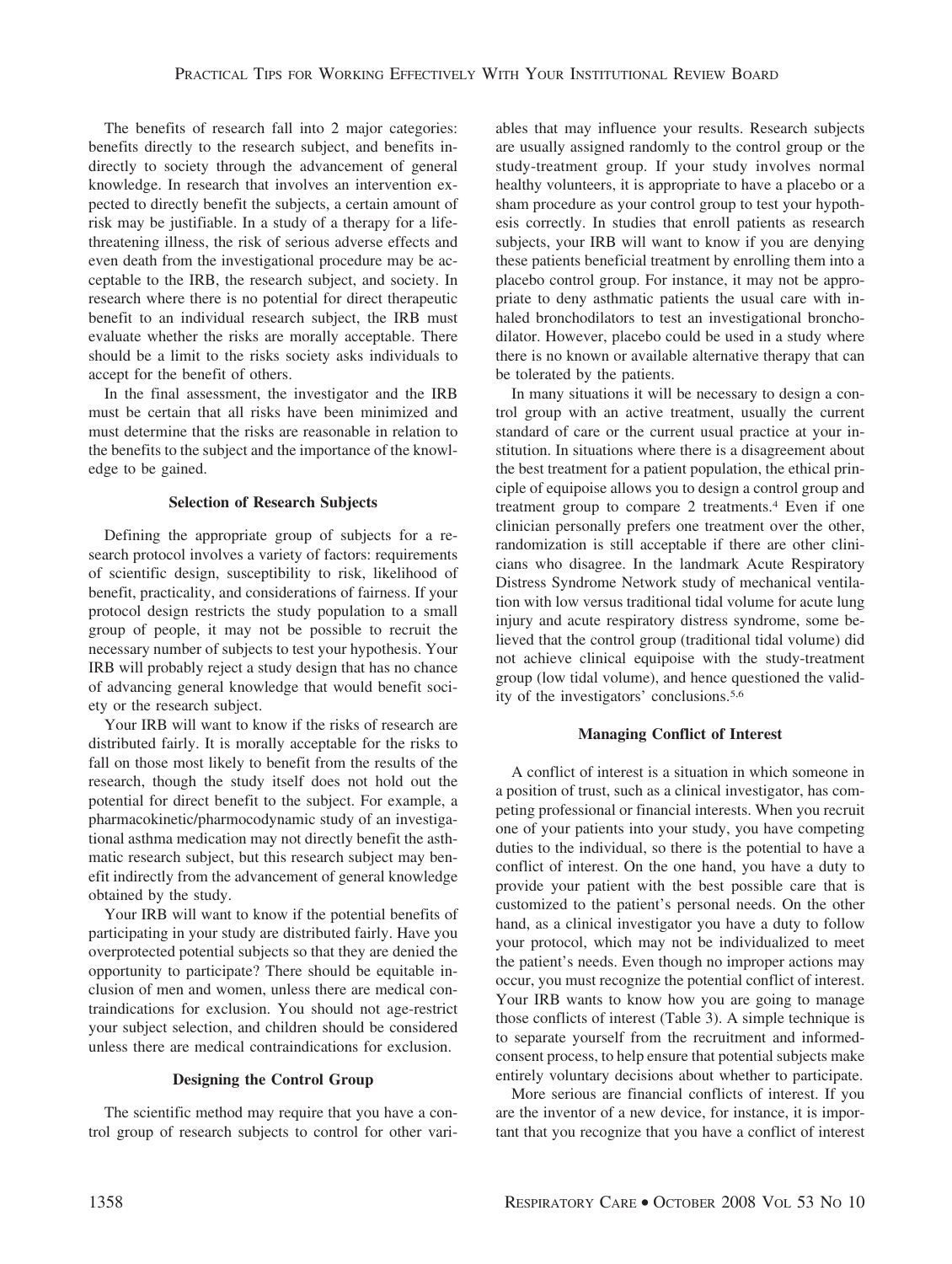The benefits of research fall into 2 major categories: benefits directly to the research subject, and benefits indirectly to society through the advancement of general knowledge. In research that involves an intervention expected to directly benefit the subjects, a certain amount of risk may be justifiable. In a study of a therapy for a life-threatening illness, the risk of serious adverse effects and even death from the investigational procedure may be acceptable to the IRB, the research subject, and society. In research where there is no potential for direct therapeutic benefit to an individual research subject, the IRB must evaluate whether the risks are morally acceptable. There should be a limit to the risks society asks individuals to accept for the benefit of others.

In the final assessment, the investigator and the IRB must be certain that all risks have been minimized and must determine that the risks are reasonable in relation to the benefits to the subject and the importance of the knowledge to be gained.

### Selection of Research Subjects

Defining the appropriate group of subjects for a research protocol involves a variety of factors: requirements of scientific design, susceptibility to risk, likelihood of benefit, practicality, and considerations of fairness. If your protocol design restricts the study population to a small group of people, it may not be possible to recruit the necessary number of subjects to test your hypothesis. Your IRB will probably reject a study design that has no chance of advancing general knowledge that would benefit society or the research subject.

Your IRB will want to know if the risks of research are distributed fairly. It is morally acceptable for the risks to fall on those most likely to benefit from the results of the research, though the study itself does not hold out the potential for direct benefit to the subject. For example, a pharmacokinetic/pharmacodynamic study of an investigational asthma medication may not directly benefit the asthmatic research subject, but this research subject may benefit indirectly from the advancement of general knowledge obtained by the study.

Your IRB will want to know if the potential benefits of participating in your study are distributed fairly. Have you overprotected potential subjects so that they are denied the opportunity to participate? There should be equitable inclusion of men and women, unless there are medical contraindications for exclusion. You should not age-restrict your subject selection, and children should be considered unless there are medical contraindications for exclusion.

### Designing the Control Group

The scientific method may require that you have a control group of research subjects to control for other variables that may influence your results. Research subjects are usually assigned randomly to the control group or the study-treatment group. If your study involves normal healthy volunteers, it is appropriate to have a placebo or a sham procedure as your control group to test your hypothesis correctly. In studies that enroll patients as research subjects, your IRB will want to know if you are denying these patients beneficial treatment by enrolling them into a placebo control group. For instance, it may not be appropriate to deny asthmatic patients the usual care with inhaled bronchodilators to test an investigational bronchodilator. However, placebo could be used in a study where there is no known or available alternative therapy that can be tolerated by the patients.

In many situations it will be necessary to design a control group with an active treatment, usually the current standard of care or the current usual practice at your institution. In situations where there is a disagreement about the best treatment for a patient population, the ethical principle of equipoise allows you to design a control group and treatment group to compare 2 treatments.[4] Even if one clinician personally prefers one treatment over the other, randomization is still acceptable if there are other clinicians who disagree. In the landmark Acute Respiratory Distress Syndrome Network study of mechanical ventilation with low versus traditional tidal volume for acute lung injury and acute respiratory distress syndrome, some believed that the control group (traditional tidal volume) did not achieve clinical equipoise with the study-treatment group (low tidal volume), and hence questioned the validity of the investigators' conclusions.[5,6]

### Managing Conflict of Interest

A conflict of interest is a situation in which someone in a position of trust, such as a clinical investigator, has competing professional or financial interests. When you recruit one of your patients into your study, you have competing duties to the individual, so there is the potential to have a conflict of interest. On the one hand, you have a duty to provide your patient with the best possible care that is customized to the patient's personal needs. On the other hand, as a clinical investigator you have a duty to follow your protocol, which may not be individualized to meet the patient's needs. Even though no improper actions may occur, you must recognize the potential conflict of interest. Your IRB wants to know how you are going to manage those conflicts of interest (Table 3). A simple technique is to separate yourself from the recruitment and informed-consent process, to help ensure that potential subjects make entirely voluntary decisions about whether to participate.

More serious are financial conflicts of interest. If you are the inventor of a new device, for instance, it is important that you recognize that you have a conflict of interest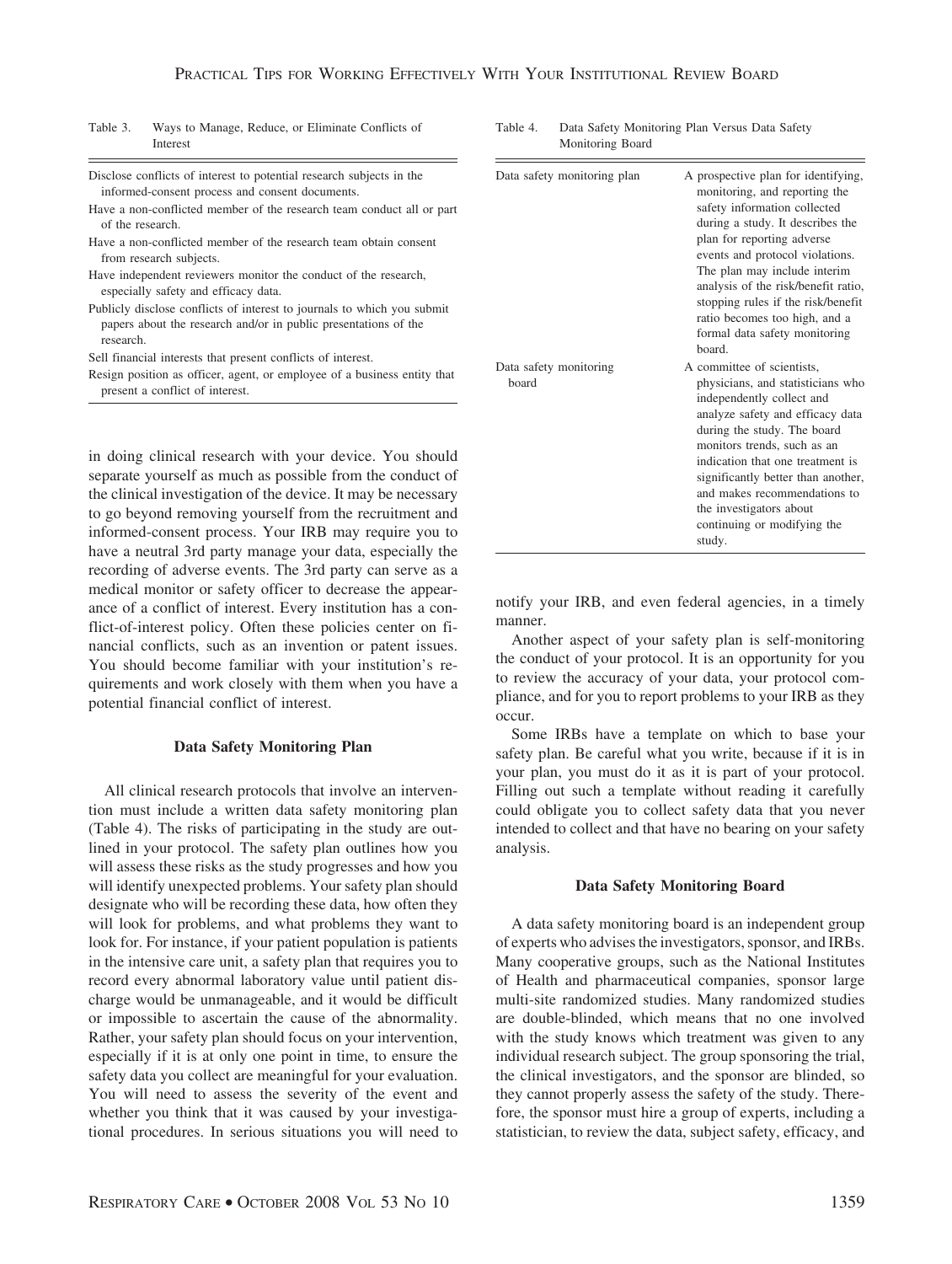Table 3. Ways to Manage, Reduce, or Eliminate Conflicts of Interest

| Ways to Manage, Reduce, or Eliminate Conflicts of Interest |
|---|
| Disclose conflicts of interest to potential research subjects in the informed-consent process and consent documents. |
| Have a non-conflicted member of the research team conduct all or part of the research. |
| Have a non-conflicted member of the research team obtain consent from research subjects. |
| Have independent reviewers monitor the conduct of the research, especially safety and efficacy data. |
| Publicly disclose conflicts of interest to journals to which you submit papers about the research and/or in public presentations of the research. |
| Sell financial interests that present conflicts of interest. |
| Resign position as officer, agent, or employee of a business entity that present a conflict of interest. |

in doing clinical research with your device. You should separate yourself as much as possible from the conduct of the clinical investigation of the device. It may be necessary to go beyond removing yourself from the recruitment and informed-consent process. Your IRB may require you to have a neutral 3rd party manage your data, especially the recording of adverse events. The 3rd party can serve as a medical monitor or safety officer to decrease the appearance of a conflict of interest. Every institution has a conflict-of-interest policy. Often these policies center on financial conflicts, such as an invention or patent issues. You should become familiar with your institution's requirements and work closely with them when you have a potential financial conflict of interest.

### Data Safety Monitoring Plan

All clinical research protocols that involve an intervention must include a written data safety monitoring plan (Table 4). The risks of participating in the study are outlined in your protocol. The safety plan outlines how you will assess these risks as the study progresses and how you will identify unexpected problems. Your safety plan should designate who will be recording these data, how often they will look for problems, and what problems they want to look for. For instance, if your patient population is patients in the intensive care unit, a safety plan that requires you to record every abnormal laboratory value until patient discharge would be unmanageable, and it would be difficult or impossible to ascertain the cause of the abnormality. Rather, your safety plan should focus on your intervention, especially if it is at only one point in time, to ensure the safety data you collect are meaningful for your evaluation. You will need to assess the severity of the event and whether you think that it was caused by your investigational procedures. In serious situations you will need to notify your IRB, and even federal agencies, in a timely manner.

Table 4. Data Safety Monitoring Plan Versus Data Safety Monitoring Board

| | |
|---|---|
| Data safety monitoring plan | A prospective plan for identifying, monitoring, and reporting the safety information collected during a study. It describes the plan for reporting adverse events and protocol violations. The plan may include interim analysis of the risk/benefit ratio, stopping rules if the risk/benefit ratio becomes too high, and a formal data safety monitoring board. |
| Data safety monitoring board | A committee of scientists, physicians, and statisticians who independently collect and analyze safety and efficacy data during the study. The board monitors trends, such as an indication that one treatment is significantly better than another, and makes recommendations to the investigators about continuing or modifying the study. |

Another aspect of your safety plan is self-monitoring the conduct of your protocol. It is an opportunity for you to review the accuracy of your data, your protocol compliance, and for you to report problems to your IRB as they occur.

Some IRBs have a template on which to base your safety plan. Be careful what you write, because if it is in your plan, you must do it as it is part of your protocol. Filling out such a template without reading it carefully could obligate you to collect safety data that you never intended to collect and that have no bearing on your safety analysis.

### Data Safety Monitoring Board

A data safety monitoring board is an independent group of experts who advises the investigators, sponsor, and IRBs. Many cooperative groups, such as the National Institutes of Health and pharmaceutical companies, sponsor large multi-site randomized studies. Many randomized studies are double-blinded, which means that no one involved with the study knows which treatment was given to any individual research subject. The group sponsoring the trial, the clinical investigators, and the sponsor are blinded, so they cannot properly assess the safety of the study. Therefore, the sponsor must hire a group of experts, including a statistician, to review the data, subject safety, efficacy, and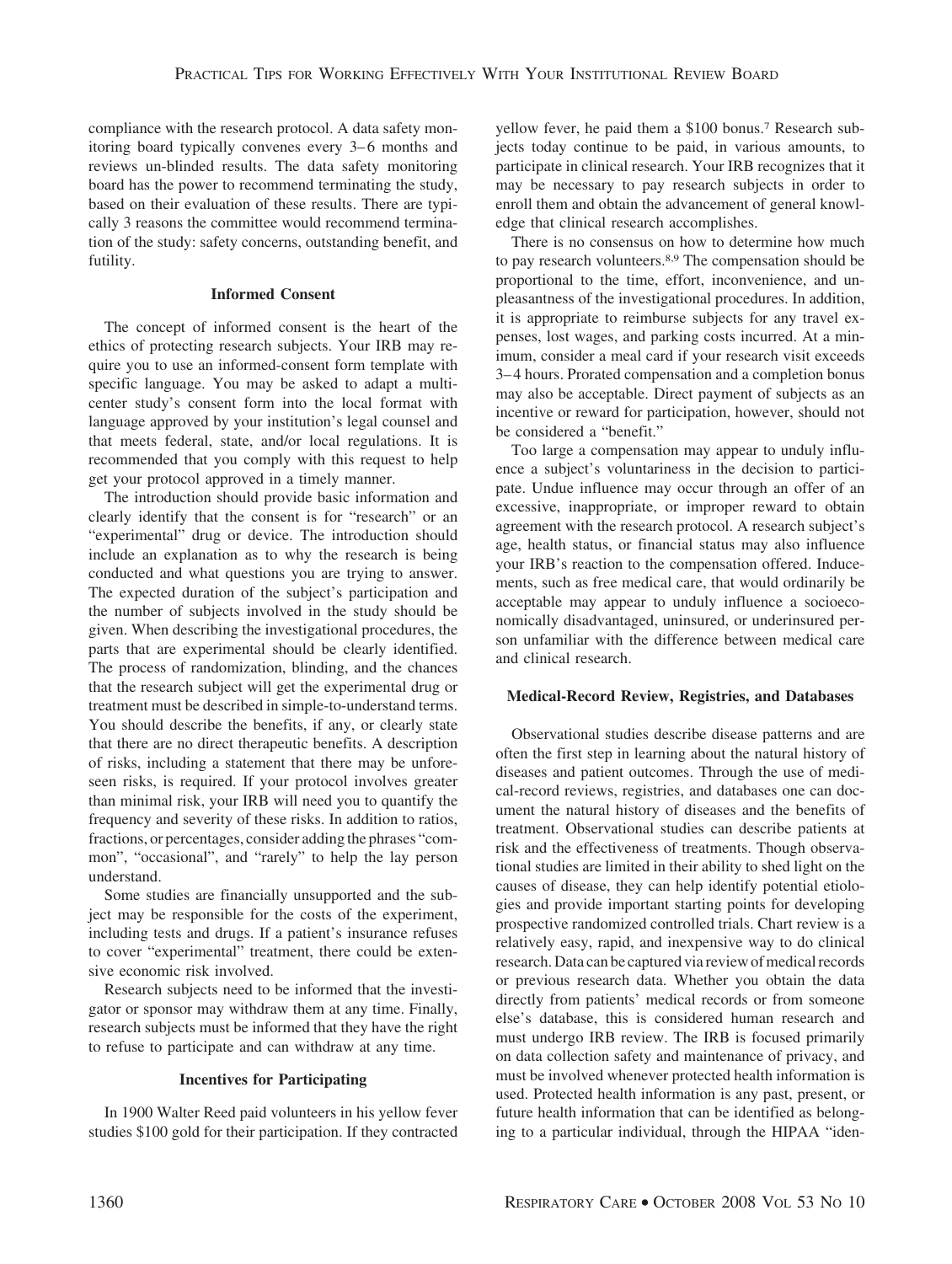compliance with the research protocol. A data safety monitoring board typically convenes every 3–6 months and reviews un-blinded results. The data safety monitoring board has the power to recommend terminating the study, based on their evaluation of these results. There are typically 3 reasons the committee would recommend termination of the study: safety concerns, outstanding benefit, and futility.

### Informed Consent

The concept of informed consent is the heart of the ethics of protecting research subjects. Your IRB may require you to use an informed-consent form template with specific language. You may be asked to adapt a multicenter study's consent form into the local format with language approved by your institution's legal counsel and that meets federal, state, and/or local regulations. It is recommended that you comply with this request to help get your protocol approved in a timely manner.

The introduction should provide basic information and clearly identify that the consent is for "research" or an "experimental" drug or device. The introduction should include an explanation as to why the research is being conducted and what questions you are trying to answer. The expected duration of the subject's participation and the number of subjects involved in the study should be given. When describing the investigational procedures, the parts that are experimental should be clearly identified. The process of randomization, blinding, and the chances that the research subject will get the experimental drug or treatment must be described in simple-to-understand terms. You should describe the benefits, if any, or clearly state that there are no direct therapeutic benefits. A description of risks, including a statement that there may be unforeseen risks, is required. If your protocol involves greater than minimal risk, your IRB will need you to quantify the frequency and severity of these risks. In addition to ratios, fractions, or percentages, consider adding the phrases "common", "occasional", and "rarely" to help the lay person understand.

Some studies are financially unsupported and the subject may be responsible for the costs of the experiment, including tests and drugs. If a patient's insurance refuses to cover "experimental" treatment, there could be extensive economic risk involved.

Research subjects need to be informed that the investigator or sponsor may withdraw them at any time. Finally, research subjects must be informed that they have the right to refuse to participate and can withdraw at any time.

### Incentives for Participating

In 1900 Walter Reed paid volunteers in his yellow fever studies \$100 gold for their participation. If they contracted yellow fever, he paid them a \$100 bonus.[7] Research subjects today continue to be paid, in various amounts, to participate in clinical research. Your IRB recognizes that it may be necessary to pay research subjects in order to enroll them and obtain the advancement of general knowledge that clinical research accomplishes.

There is no consensus on how to determine how much to pay research volunteers.[8,9] The compensation should be proportional to the time, effort, inconvenience, and unpleasantness of the investigational procedures. In addition, it is appropriate to reimburse subjects for any travel expenses, lost wages, and parking costs incurred. At a minimum, consider a meal card if your research visit exceeds 3–4 hours. Prorated compensation and a completion bonus may also be acceptable. Direct payment of subjects as an incentive or reward for participation, however, should not be considered a "benefit."

Too large a compensation may appear to unduly influence a subject's voluntariness in the decision to participate. Undue influence may occur through an offer of an excessive, inappropriate, or improper reward to obtain agreement with the research protocol. A research subject's age, health status, or financial status may also influence your IRB's reaction to the compensation offered. Inducements, such as free medical care, that would ordinarily be acceptable may appear to unduly influence a socioeconomically disadvantaged, uninsured, or underinsured person unfamiliar with the difference between medical care and clinical research.

### Medical-Record Review, Registries, and Databases

Observational studies describe disease patterns and are often the first step in learning about the natural history of diseases and patient outcomes. Through the use of medical-record reviews, registries, and databases one can document the natural history of diseases and the benefits of treatment. Observational studies can describe patients at risk and the effectiveness of treatments. Though observational studies are limited in their ability to shed light on the causes of disease, they can help identify potential etiologies and provide important starting points for developing prospective randomized controlled trials. Chart review is a relatively easy, rapid, and inexpensive way to do clinical research. Data can be captured via review of medical records or previous research data. Whether you obtain the data directly from patients' medical records or from someone else's database, this is considered human research and must undergo IRB review. The IRB is focused primarily on data collection safety and maintenance of privacy, and must be involved whenever protected health information is used. Protected health information is any past, present, or future health information that can be identified as belonging to a particular individual, through the HIPAA "iden-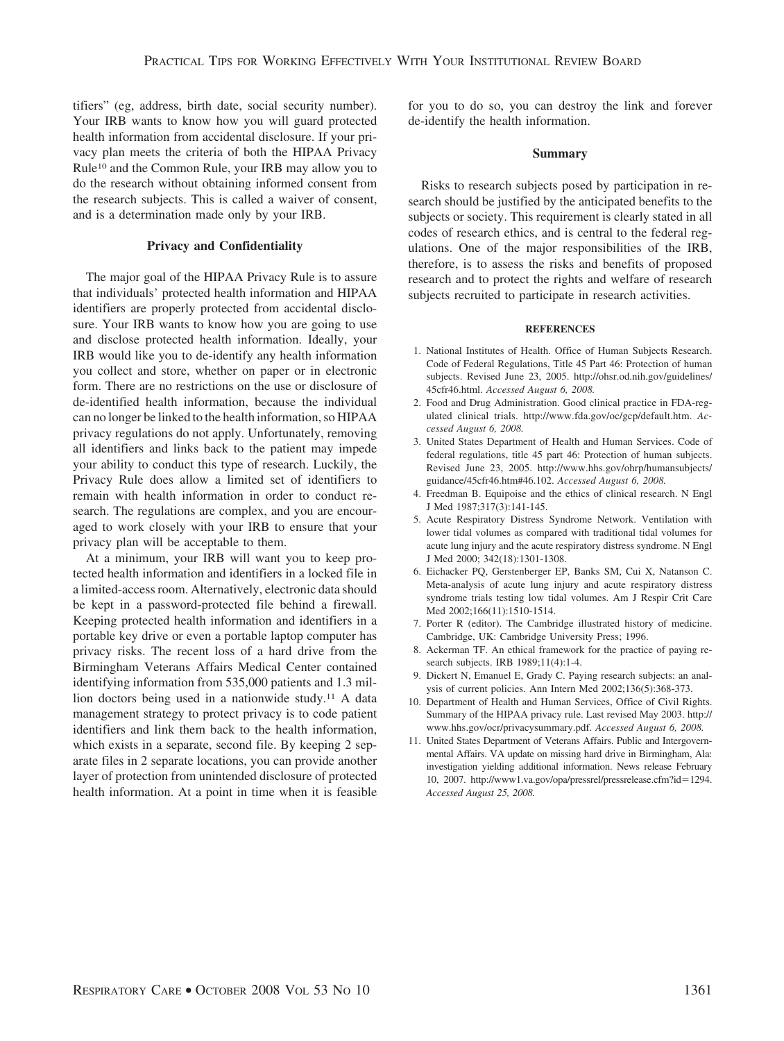tifiers" (eg, address, birth date, social security number). Your IRB wants to know how you will guard protected health information from accidental disclosure. If your privacy plan meets the criteria of both the HIPAA Privacy Rule[10] and the Common Rule, your IRB may allow you to do the research without obtaining informed consent from the research subjects. This is called a waiver of consent, and is a determination made only by your IRB.

### Privacy and Confidentiality

The major goal of the HIPAA Privacy Rule is to assure that individuals' protected health information and HIPAA identifiers are properly protected from accidental disclosure. Your IRB wants to know how you are going to use and disclose protected health information. Ideally, your IRB would like you to de-identify any health information you collect and store, whether on paper or in electronic form. There are no restrictions on the use or disclosure of de-identified health information, because the individual can no longer be linked to the health information, so HIPAA privacy regulations do not apply. Unfortunately, removing all identifiers and links back to the patient may impede your ability to conduct this type of research. Luckily, the Privacy Rule does allow a limited set of identifiers to remain with health information in order to conduct research. The regulations are complex, and you are encouraged to work closely with your IRB to ensure that your privacy plan will be acceptable to them.

At a minimum, your IRB will want you to keep protected health information and identifiers in a locked file in a limited-access room. Alternatively, electronic data should be kept in a password-protected file behind a firewall. Keeping protected health information and identifiers in a portable key drive or even a portable laptop computer has privacy risks. The recent loss of a hard drive from the Birmingham Veterans Affairs Medical Center contained identifying information from 535,000 patients and 1.3 million doctors being used in a nationwide study.[11] A data management strategy to protect privacy is to code patient identifiers and link them back to the health information, which exists in a separate, second file. By keeping 2 separate files in 2 separate locations, you can provide another layer of protection from unintended disclosure of protected health information. At a point in time when it is feasible for you to do so, you can destroy the link and forever de-identify the health information.

### Summary

Risks to research subjects posed by participation in research should be justified by the anticipated benefits to the subjects or society. This requirement is clearly stated in all codes of research ethics, and is central to the federal regulations. One of the major responsibilities of the IRB, therefore, is to assess the risks and benefits of proposed research and to protect the rights and welfare of research subjects recruited to participate in research activities.

#### REFERENCES

1. National Institutes of Health. Office of Human Subjects Research. Code of Federal Regulations, Title 45 Part 46: Protection of human subjects. Revised June 23, 2005. http://ohsr.od.nih.gov/guidelines/45cfr46.html. *Accessed August 6, 2008.*
2. Food and Drug Administration. Good clinical practice in FDA-regulated clinical trials. http://www.fda.gov/oc/gcp/default.htm. *Accessed August 6, 2008.*
3. United States Department of Health and Human Services. Code of federal regulations, title 45 part 46: Protection of human subjects. Revised June 23, 2005. http://www.hhs.gov/ohrp/humansubjects/guidance/45cfr46.htm#46.102. *Accessed August 6, 2008.*
4. Freedman B. Equipoise and the ethics of clinical research. N Engl J Med 1987;317(3):141-145.
5. Acute Respiratory Distress Syndrome Network. Ventilation with lower tidal volumes as compared with traditional tidal volumes for acute lung injury and the acute respiratory distress syndrome. N Engl J Med 2000; 342(18):1301-1308.
6. Eichacker PQ, Gerstenberger EP, Banks SM, Cui X, Natanson C. Meta-analysis of acute lung injury and acute respiratory distress syndrome trials testing low tidal volumes. Am J Respir Crit Care Med 2002;166(11):1510-1514.
7. Porter R (editor). The Cambridge illustrated history of medicine. Cambridge, UK: Cambridge University Press; 1996.
8. Ackerman TF. An ethical framework for the practice of paying research subjects. IRB 1989;11(4):1-4.
9. Dickert N, Emanuel E, Grady C. Paying research subjects: an analysis of current policies. Ann Intern Med 2002;136(5):368-373.
10. Department of Health and Human Services, Office of Civil Rights. Summary of the HIPAA privacy rule. Last revised May 2003. http://www.hhs.gov/ocr/privacysummary.pdf. *Accessed August 6, 2008.*
11. United States Department of Veterans Affairs. Public and Intergovernmental Affairs. VA update on missing hard drive in Birmingham, Ala: investigation yielding additional information. News release February 10, 2007. http://www1.va.gov/opa/pressrel/pressrelease.cfm?id=1294. *Accessed August 25, 2008.*